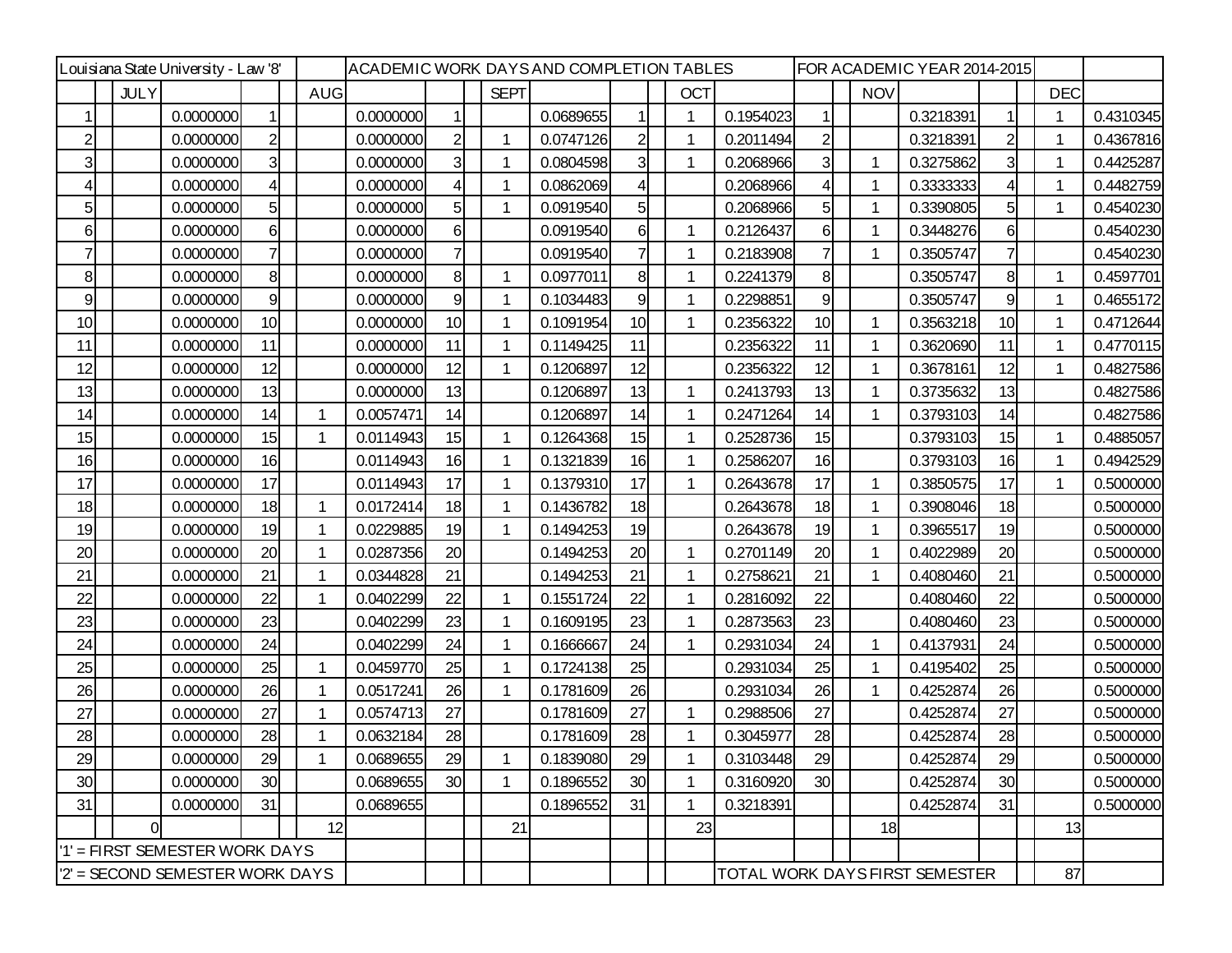| Louisiana State University - Law '8' | | | | | | | ACADEMIC WORK DAYS AND COMPLETION TABLES | | | | | FOR ACADEMIC YEAR 2014-2015 | | | | | | | | | | | |
|---|---|---|---|---|---|---|---|---|---|---|---|---|---|---|---|---|---|---|---|---|---|---|---|
| | | JULY | | | | AUG | | | | SEPT | | | | OCT | | | | NOV | | | | DEC | |
| 1 | | | 0.0000000 | 1 | | | 0.0000000 | 1 | | | 0.0689655 | 1 | | 1 | 0.1954023 | 1 | | | 0.3218391 | 1 | | 1 | 0.4310345 |
| 2 | | | 0.0000000 | 2 | | | 0.0000000 | 2 | | 1 | 0.0747126 | 2 | | 1 | 0.2011494 | 2 | | | 0.3218391 | 2 | | 1 | 0.4367816 |
| 3 | | | 0.0000000 | 3 | | | 0.0000000 | 3 | | 1 | 0.0804598 | 3 | | 1 | 0.2068966 | 3 | | 1 | 0.3275862 | 3 | | 1 | 0.4425287 |
| 4 | | | 0.0000000 | 4 | | | 0.0000000 | 4 | | 1 | 0.0862069 | 4 | | | 0.2068966 | 4 | | 1 | 0.3333333 | 4 | | 1 | 0.4482759 |
| 5 | | | 0.0000000 | 5 | | | 0.0000000 | 5 | | 1 | 0.0919540 | 5 | | | 0.2068966 | 5 | | 1 | 0.3390805 | 5 | | 1 | 0.4540230 |
| 6 | | | 0.0000000 | 6 | | | 0.0000000 | 6 | | | 0.0919540 | 6 | | 1 | 0.2126437 | 6 | | 1 | 0.3448276 | 6 | | | 0.4540230 |
| 7 | | | 0.0000000 | 7 | | | 0.0000000 | 7 | | | 0.0919540 | 7 | | 1 | 0.2183908 | 7 | | 1 | 0.3505747 | 7 | | | 0.4540230 |
| 8 | | | 0.0000000 | 8 | | | 0.0000000 | 8 | | 1 | 0.0977011 | 8 | | 1 | 0.2241379 | 8 | | | 0.3505747 | 8 | | 1 | 0.4597701 |
| 9 | | | 0.0000000 | 9 | | | 0.0000000 | 9 | | 1 | 0.1034483 | 9 | | 1 | 0.2298851 | 9 | | | 0.3505747 | 9 | | 1 | 0.4655172 |
| 10 | | | 0.0000000 | 10 | | | 0.0000000 | 10 | | 1 | 0.1091954 | 10 | | 1 | 0.2356322 | 10 | | 1 | 0.3563218 | 10 | | 1 | 0.4712644 |
| 11 | | | 0.0000000 | 11 | | | 0.0000000 | 11 | | 1 | 0.1149425 | 11 | | | 0.2356322 | 11 | | 1 | 0.3620690 | 11 | | 1 | 0.4770115 |
| 12 | | | 0.0000000 | 12 | | | 0.0000000 | 12 | | 1 | 0.1206897 | 12 | | | 0.2356322 | 12 | | 1 | 0.3678161 | 12 | | 1 | 0.4827586 |
| 13 | | | 0.0000000 | 13 | | | 0.0000000 | 13 | | | 0.1206897 | 13 | | 1 | 0.2413793 | 13 | | 1 | 0.3735632 | 13 | | | 0.4827586 |
| 14 | | | 0.0000000 | 14 | | 1 | 0.0057471 | 14 | | | 0.1206897 | 14 | | 1 | 0.2471264 | 14 | | 1 | 0.3793103 | 14 | | | 0.4827586 |
| 15 | | | 0.0000000 | 15 | | 1 | 0.0114943 | 15 | | 1 | 0.1264368 | 15 | | 1 | 0.2528736 | 15 | | | 0.3793103 | 15 | | 1 | 0.4885057 |
| 16 | | | 0.0000000 | 16 | | | 0.0114943 | 16 | | 1 | 0.1321839 | 16 | | 1 | 0.2586207 | 16 | | | 0.3793103 | 16 | | 1 | 0.4942529 |
| 17 | | | 0.0000000 | 17 | | | 0.0114943 | 17 | | 1 | 0.1379310 | 17 | | 1 | 0.2643678 | 17 | | 1 | 0.3850575 | 17 | | 1 | 0.5000000 |
| 18 | | | 0.0000000 | 18 | | 1 | 0.0172414 | 18 | | 1 | 0.1436782 | 18 | | | 0.2643678 | 18 | | 1 | 0.3908046 | 18 | | | 0.5000000 |
| 19 | | | 0.0000000 | 19 | | 1 | 0.0229885 | 19 | | 1 | 0.1494253 | 19 | | | 0.2643678 | 19 | | 1 | 0.3965517 | 19 | | | 0.5000000 |
| 20 | | | 0.0000000 | 20 | | 1 | 0.0287356 | 20 | | | 0.1494253 | 20 | | 1 | 0.2701149 | 20 | | 1 | 0.4022989 | 20 | | | 0.5000000 |
| 21 | | | 0.0000000 | 21 | | 1 | 0.0344828 | 21 | | | 0.1494253 | 21 | | 1 | 0.2758621 | 21 | | 1 | 0.4080460 | 21 | | | 0.5000000 |
| 22 | | | 0.0000000 | 22 | | 1 | 0.0402299 | 22 | | 1 | 0.1551724 | 22 | | 1 | 0.2816092 | 22 | | | 0.4080460 | 22 | | | 0.5000000 |
| 23 | | | 0.0000000 | 23 | | | 0.0402299 | 23 | | 1 | 0.1609195 | 23 | | 1 | 0.2873563 | 23 | | | 0.4080460 | 23 | | | 0.5000000 |
| 24 | | | 0.0000000 | 24 | | | 0.0402299 | 24 | | 1 | 0.1666667 | 24 | | 1 | 0.2931034 | 24 | | 1 | 0.4137931 | 24 | | | 0.5000000 |
| 25 | | | 0.0000000 | 25 | | 1 | 0.0459770 | 25 | | 1 | 0.1724138 | 25 | | | 0.2931034 | 25 | | 1 | 0.4195402 | 25 | | | 0.5000000 |
| 26 | | | 0.0000000 | 26 | | 1 | 0.0517241 | 26 | | 1 | 0.1781609 | 26 | | | 0.2931034 | 26 | | 1 | 0.4252874 | 26 | | | 0.5000000 |
| 27 | | | 0.0000000 | 27 | | 1 | 0.0574713 | 27 | | | 0.1781609 | 27 | | 1 | 0.2988506 | 27 | | | 0.4252874 | 27 | | | 0.5000000 |
| 28 | | | 0.0000000 | 28 | | 1 | 0.0632184 | 28 | | | 0.1781609 | 28 | | 1 | 0.3045977 | 28 | | | 0.4252874 | 28 | | | 0.5000000 |
| 29 | | | 0.0000000 | 29 | | 1 | 0.0689655 | 29 | | 1 | 0.1839080 | 29 | | 1 | 0.3103448 | 29 | | | 0.4252874 | 29 | | | 0.5000000 |
| 30 | | | 0.0000000 | 30 | | | 0.0689655 | 30 | | 1 | 0.1896552 | 30 | | 1 | 0.3160920 | 30 | | | 0.4252874 | 30 | | | 0.5000000 |
| 31 | | | 0.0000000 | 31 | | | 0.0689655 | | | | 0.1896552 | 31 | | 1 | 0.3218391 | | | | 0.4252874 | 31 | | | 0.5000000 |
| | | 0 | | | | 12 | | | | 21 | | | | 23 | | | | 18 | | | | 13 | |
| '1' = FIRST SEMESTER WORK DAYS | | | | | | | | | | | | | | | | | | | | | | | |
| '2' = SECOND SEMESTER WORK DAYS | | | | | | | | | | | | | | | TOTAL WORK DAYS FIRST SEMESTER | | | | | | | 87 | |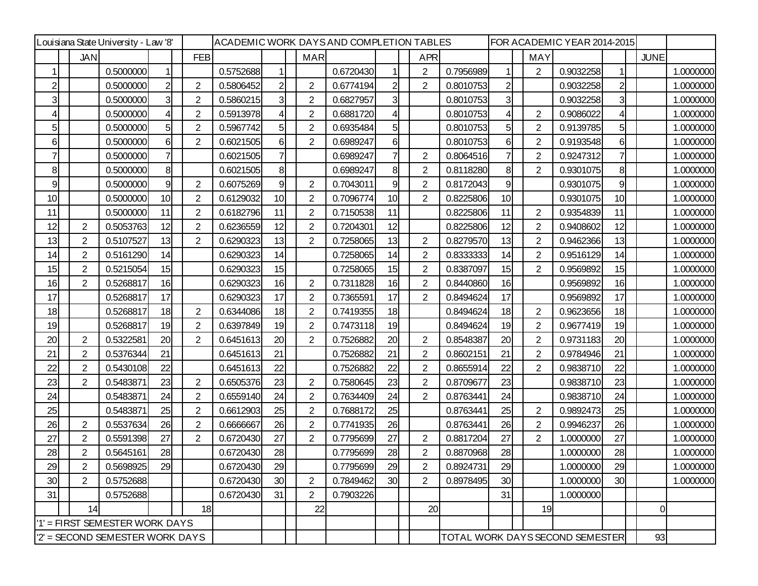| | | | | | | | | | | | | | | | | | | | | | | | |
|---|---|---|---|---|---|---|---|---|---|---|---|---|---|---|---|---|---|---|---|---|---|---|---|
| Louisiana State University - Law '8' | | | | | | | ACADEMIC WORK DAYS AND COMPLETION TABLES | | | | | | | | | FOR ACADEMIC YEAR 2014-2015 | | | | | | | |
| | | JAN | | | | FEB | | | | MAR | | | | APR | | | | MAY | | | | JUNE | |
| 1 | | | 0.5000000 | 1 | | | 0.5752688 | 1 | | | 0.6720430 | 1 | | 2 | 0.7956989 | 1 | | 2 | 0.9032258 | 1 | | | 1.0000000 |
| 2 | | | 0.5000000 | 2 | | 2 | 0.5806452 | 2 | | 2 | 0.6774194 | 2 | | 2 | 0.8010753 | 2 | | | 0.9032258 | 2 | | | 1.0000000 |
| 3 | | | 0.5000000 | 3 | | 2 | 0.5860215 | 3 | | 2 | 0.6827957 | 3 | | | 0.8010753 | 3 | | | 0.9032258 | 3 | | | 1.0000000 |
| 4 | | | 0.5000000 | 4 | | 2 | 0.5913978 | 4 | | 2 | 0.6881720 | 4 | | | 0.8010753 | 4 | | 2 | 0.9086022 | 4 | | | 1.0000000 |
| 5 | | | 0.5000000 | 5 | | 2 | 0.5967742 | 5 | | 2 | 0.6935484 | 5 | | | 0.8010753 | 5 | | 2 | 0.9139785 | 5 | | | 1.0000000 |
| 6 | | | 0.5000000 | 6 | | 2 | 0.6021505 | 6 | | 2 | 0.6989247 | 6 | | | 0.8010753 | 6 | | 2 | 0.9193548 | 6 | | | 1.0000000 |
| 7 | | | 0.5000000 | 7 | | | 0.6021505 | 7 | | | 0.6989247 | 7 | | 2 | 0.8064516 | 7 | | 2 | 0.9247312 | 7 | | | 1.0000000 |
| 8 | | | 0.5000000 | 8 | | | 0.6021505 | 8 | | | 0.6989247 | 8 | | 2 | 0.8118280 | 8 | | 2 | 0.9301075 | 8 | | | 1.0000000 |
| 9 | | | 0.5000000 | 9 | | 2 | 0.6075269 | 9 | | 2 | 0.7043011 | 9 | | 2 | 0.8172043 | 9 | | | 0.9301075 | 9 | | | 1.0000000 |
| 10 | | | 0.5000000 | 10 | | 2 | 0.6129032 | 10 | | 2 | 0.7096774 | 10 | | 2 | 0.8225806 | 10 | | | 0.9301075 | 10 | | | 1.0000000 |
| 11 | | | 0.5000000 | 11 | | 2 | 0.6182796 | 11 | | 2 | 0.7150538 | 11 | | | 0.8225806 | 11 | | 2 | 0.9354839 | 11 | | | 1.0000000 |
| 12 | | 2 | 0.5053763 | 12 | | 2 | 0.6236559 | 12 | | 2 | 0.7204301 | 12 | | | 0.8225806 | 12 | | 2 | 0.9408602 | 12 | | | 1.0000000 |
| 13 | | 2 | 0.5107527 | 13 | | 2 | 0.6290323 | 13 | | 2 | 0.7258065 | 13 | | 2 | 0.8279570 | 13 | | 2 | 0.9462366 | 13 | | | 1.0000000 |
| 14 | | 2 | 0.5161290 | 14 | | | 0.6290323 | 14 | | | 0.7258065 | 14 | | 2 | 0.8333333 | 14 | | 2 | 0.9516129 | 14 | | | 1.0000000 |
| 15 | | 2 | 0.5215054 | 15 | | | 0.6290323 | 15 | | | 0.7258065 | 15 | | 2 | 0.8387097 | 15 | | 2 | 0.9569892 | 15 | | | 1.0000000 |
| 16 | | 2 | 0.5268817 | 16 | | | 0.6290323 | 16 | | 2 | 0.7311828 | 16 | | 2 | 0.8440860 | 16 | | | 0.9569892 | 16 | | | 1.0000000 |
| 17 | | | 0.5268817 | 17 | | | 0.6290323 | 17 | | 2 | 0.7365591 | 17 | | 2 | 0.8494624 | 17 | | | 0.9569892 | 17 | | | 1.0000000 |
| 18 | | | 0.5268817 | 18 | | 2 | 0.6344086 | 18 | | 2 | 0.7419355 | 18 | | | 0.8494624 | 18 | | 2 | 0.9623656 | 18 | | | 1.0000000 |
| 19 | | | 0.5268817 | 19 | | 2 | 0.6397849 | 19 | | 2 | 0.7473118 | 19 | | | 0.8494624 | 19 | | 2 | 0.9677419 | 19 | | | 1.0000000 |
| 20 | | 2 | 0.5322581 | 20 | | 2 | 0.6451613 | 20 | | 2 | 0.7526882 | 20 | | 2 | 0.8548387 | 20 | | 2 | 0.9731183 | 20 | | | 1.0000000 |
| 21 | | 2 | 0.5376344 | 21 | | | 0.6451613 | 21 | | | 0.7526882 | 21 | | 2 | 0.8602151 | 21 | | 2 | 0.9784946 | 21 | | | 1.0000000 |
| 22 | | 2 | 0.5430108 | 22 | | | 0.6451613 | 22 | | | 0.7526882 | 22 | | 2 | 0.8655914 | 22 | | 2 | 0.9838710 | 22 | | | 1.0000000 |
| 23 | | 2 | 0.5483871 | 23 | | 2 | 0.6505376 | 23 | | 2 | 0.7580645 | 23 | | 2 | 0.8709677 | 23 | | | 0.9838710 | 23 | | | 1.0000000 |
| 24 | | | 0.5483871 | 24 | | 2 | 0.6559140 | 24 | | 2 | 0.7634409 | 24 | | 2 | 0.8763441 | 24 | | | 0.9838710 | 24 | | | 1.0000000 |
| 25 | | | 0.5483871 | 25 | | 2 | 0.6612903 | 25 | | 2 | 0.7688172 | 25 | | | 0.8763441 | 25 | | 2 | 0.9892473 | 25 | | | 1.0000000 |
| 26 | | 2 | 0.5537634 | 26 | | 2 | 0.6666667 | 26 | | 2 | 0.7741935 | 26 | | | 0.8763441 | 26 | | 2 | 0.9946237 | 26 | | | 1.0000000 |
| 27 | | 2 | 0.5591398 | 27 | | 2 | 0.6720430 | 27 | | 2 | 0.7795699 | 27 | | 2 | 0.8817204 | 27 | | 2 | 1.0000000 | 27 | | | 1.0000000 |
| 28 | | 2 | 0.5645161 | 28 | | | 0.6720430 | 28 | | | 0.7795699 | 28 | | 2 | 0.8870968 | 28 | | | 1.0000000 | 28 | | | 1.0000000 |
| 29 | | 2 | 0.5698925 | 29 | | | 0.6720430 | 29 | | | 0.7795699 | 29 | | 2 | 0.8924731 | 29 | | | 1.0000000 | 29 | | | 1.0000000 |
| 30 | | 2 | 0.5752688 | | | | 0.6720430 | 30 | | 2 | 0.7849462 | 30 | | 2 | 0.8978495 | 30 | | | 1.0000000 | 30 | | | 1.0000000 |
| 31 | | | 0.5752688 | | | | 0.6720430 | 31 | | 2 | 0.7903226 | | | | | 31 | | | 1.0000000 | | | | |
| | | 14 | | | | 18 | | | | 22 | | | | 20 | | | | 19 | | | | 0 | |
| '1' = FIRST SEMESTER WORK DAYS | | | | | | | | | | | | | | | | | | | | | | | |
| '2' = SECOND SEMESTER WORK DAYS | | | | | | | | | | | | | | | TOTAL WORK DAYS SECOND SEMESTER | | | | | | | 93 | |